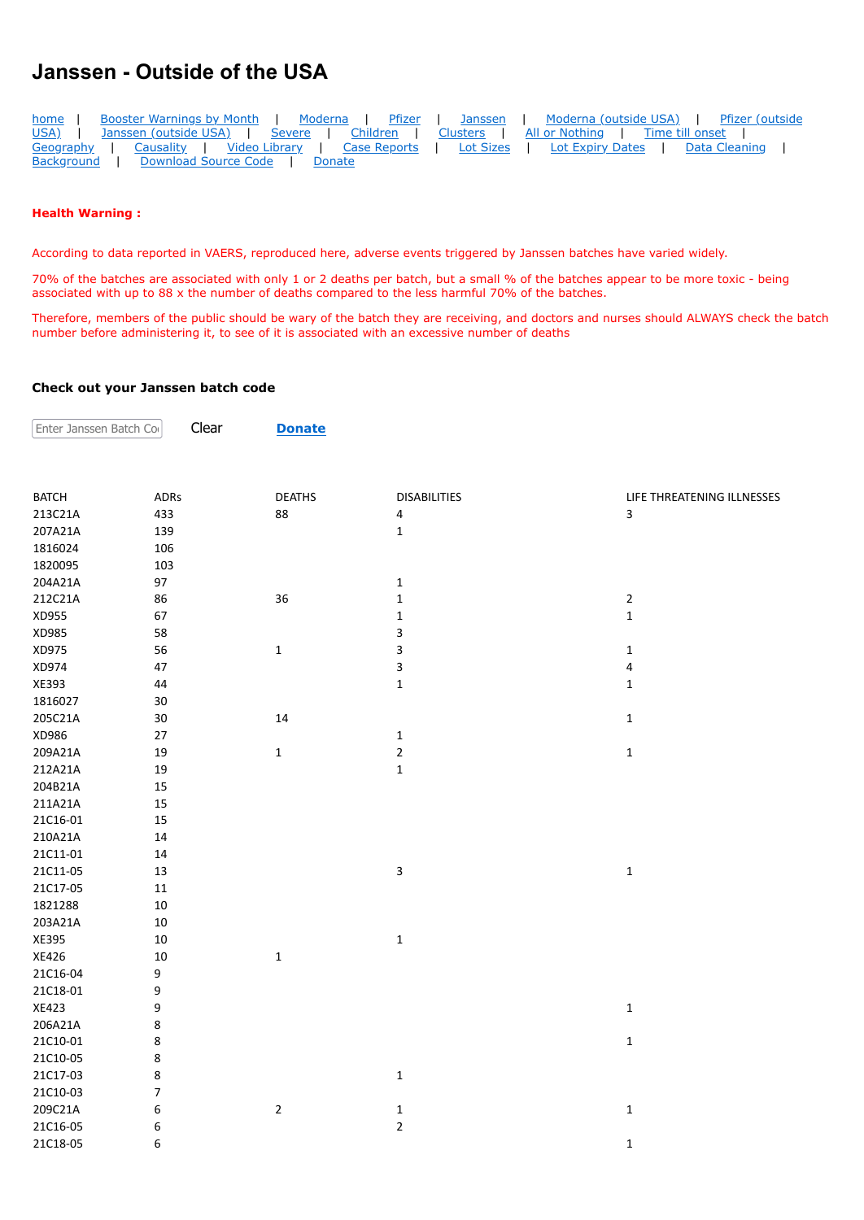# Janssen - Outside of the USA

home | Booster Warnings by Month | Moderna | Pfizer | Janssen | Moderna (outside USA) | Pfizer (outside USA) | Janssen (outside USA) | Severe | Children | Clusters | All or Nothing | Time till onset | Geography | Causality | Video Library | Case Reports | Lot Sizes | Lot Expiry Dates | Data Cleaning | Background | Download Source Code | Donate

**Health Warning :**

According to data reported in VAERS, reproduced here, adverse events triggered by Janssen batches have varied widely.

70% of the batches are associated with only 1 or 2 deaths per batch, but a small % of the batches appear to be more toxic - being associated with up to 88 x the number of deaths compared to the less harmful 70% of the batches.

Therefore, members of the public should be wary of the batch they are receiving, and doctors and nurses should ALWAYS check the batch number before administering it, to see of it is associated with an excessive number of deaths

### Check out your Janssen batch code

Enter Janssen Batch Code Clear **Donate**

| BATCH | ADRs | DEATHS | DISABILITIES | LIFE THREATENING ILLNESSES |
|---|---|---|---|---|
| 213C21A | 433 | 88 | 4 | 3 |
| 207A21A | 139 | | 1 | |
| 1816024 | 106 | | | |
| 1820095 | 103 | | | |
| 204A21A | 97 | | 1 | |
| 212C21A | 86 | 36 | 1 | 2 |
| XD955 | 67 | | 1 | 1 |
| XD985 | 58 | | 3 | |
| XD975 | 56 | 1 | 3 | 1 |
| XD974 | 47 | | 3 | 4 |
| XE393 | 44 | | 1 | 1 |
| 1816027 | 30 | | | |
| 205C21A | 30 | 14 | | 1 |
| XD986 | 27 | | 1 | |
| 209A21A | 19 | 1 | 2 | 1 |
| 212A21A | 19 | | 1 | |
| 204B21A | 15 | | | |
| 211A21A | 15 | | | |
| 21C16-01 | 15 | | | |
| 210A21A | 14 | | | |
| 21C11-01 | 14 | | | |
| 21C11-05 | 13 | | 3 | 1 |
| 21C17-05 | 11 | | | |
| 1821288 | 10 | | | |
| 203A21A | 10 | | | |
| XE395 | 10 | | 1 | |
| XE426 | 10 | 1 | | |
| 21C16-04 | 9 | | | |
| 21C18-01 | 9 | | | |
| XE423 | 9 | | | 1 |
| 206A21A | 8 | | | |
| 21C10-01 | 8 | | | 1 |
| 21C10-05 | 8 | | | |
| 21C17-03 | 8 | | 1 | |
| 21C10-03 | 7 | | | |
| 209C21A | 6 | 2 | 1 | 1 |
| 21C16-05 | 6 | | 2 | |
| 21C18-05 | 6 | | | 1 |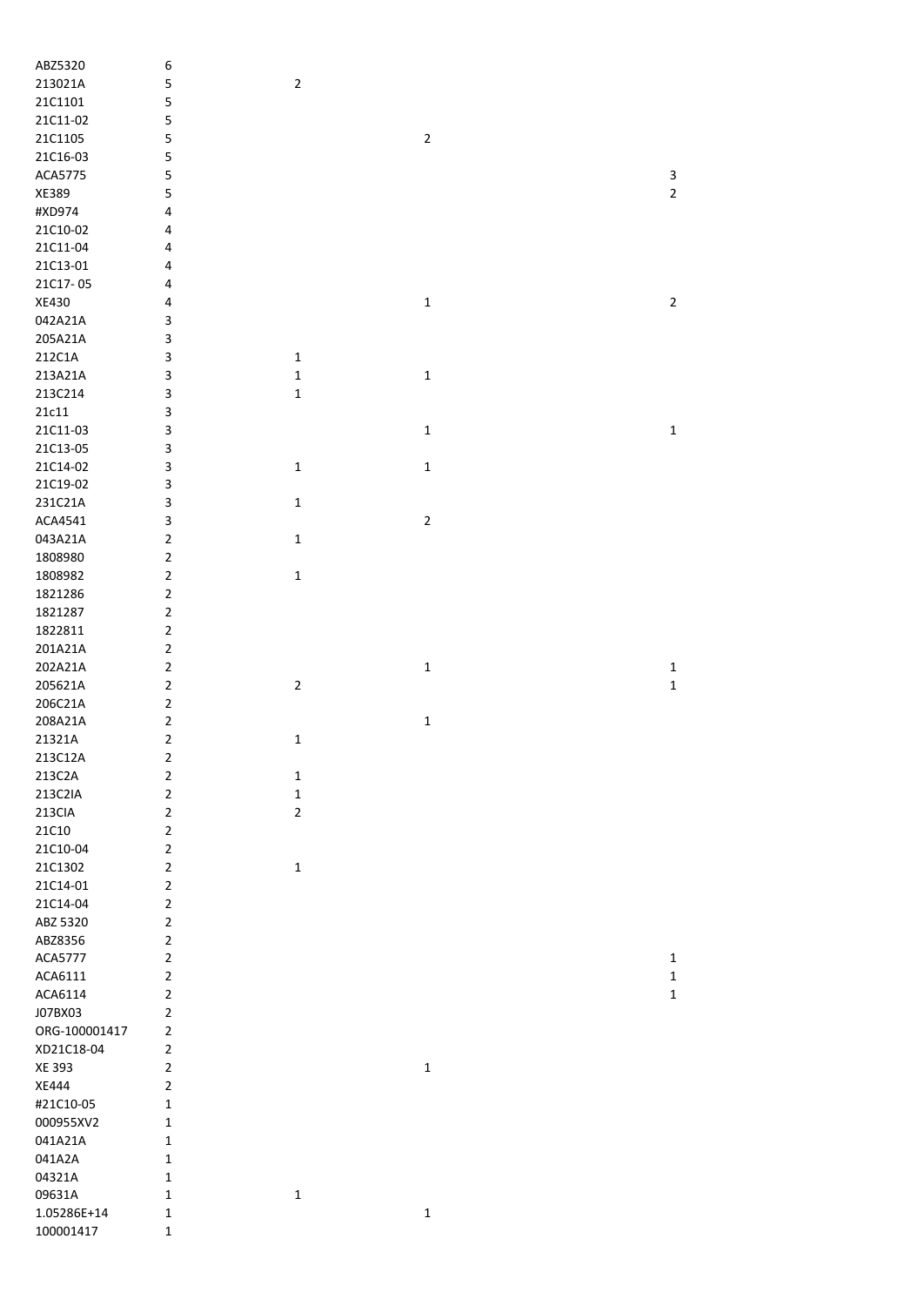| | | | | |
|---|---|---|---|---|
| ABZ5320 | 6 | | | |
| 213021A | 5 | 2 | | |
| 21C1101 | 5 | | | |
| 21C11-02 | 5 | | | |
| 21C1105 | 5 | | 2 | |
| 21C16-03 | 5 | | | |
| ACA5775 | 5 | | | 3 |
| XE389 | 5 | | | 2 |
| #XD974 | 4 | | | |
| 21C10-02 | 4 | | | |
| 21C11-04 | 4 | | | |
| 21C13-01 | 4 | | | |
| 21C17- 05 | 4 | | | |
| XE430 | 4 | | 1 | 2 |
| 042A21A | 3 | | | |
| 205A21A | 3 | | | |
| 212C1A | 3 | 1 | | |
| 213A21A | 3 | 1 | 1 | |
| 213C214 | 3 | 1 | | |
| 21c11 | 3 | | | |
| 21C11-03 | 3 | | 1 | 1 |
| 21C13-05 | 3 | | | |
| 21C14-02 | 3 | 1 | 1 | |
| 21C19-02 | 3 | | | |
| 231C21A | 3 | 1 | | |
| ACA4541 | 3 | | 2 | |
| 043A21A | 2 | 1 | | |
| 1808980 | 2 | | | |
| 1808982 | 2 | 1 | | |
| 1821286 | 2 | | | |
| 1821287 | 2 | | | |
| 1822811 | 2 | | | |
| 201A21A | 2 | | | |
| 202A21A | 2 | | 1 | 1 |
| 205621A | 2 | 2 | | 1 |
| 206C21A | 2 | | | |
| 208A21A | 2 | | 1 | |
| 21321A | 2 | 1 | | |
| 213C12A | 2 | | | |
| 213C2A | 2 | 1 | | |
| 213C2IA | 2 | 1 | | |
| 213CIA | 2 | 2 | | |
| 21C10 | 2 | | | |
| 21C10-04 | 2 | | | |
| 21C1302 | 2 | 1 | | |
| 21C14-01 | 2 | | | |
| 21C14-04 | 2 | | | |
| ABZ 5320 | 2 | | | |
| ABZ8356 | 2 | | | |
| ACA5777 | 2 | | | 1 |
| ACA6111 | 2 | | | 1 |
| ACA6114 | 2 | | | 1 |
| J07BX03 | 2 | | | |
| ORG-100001417 | 2 | | | |
| XD21C18-04 | 2 | | | |
| XE 393 | 2 | | 1 | |
| XE444 | 2 | | | |
| #21C10-05 | 1 | | | |
| 000955XV2 | 1 | | | |
| 041A21A | 1 | | | |
| 041A2A | 1 | | | |
| 04321A | 1 | | | |
| 09631A | 1 | 1 | | |
| 1.05286E+14 | 1 | | 1 | |
| 100001417 | 1 | | | |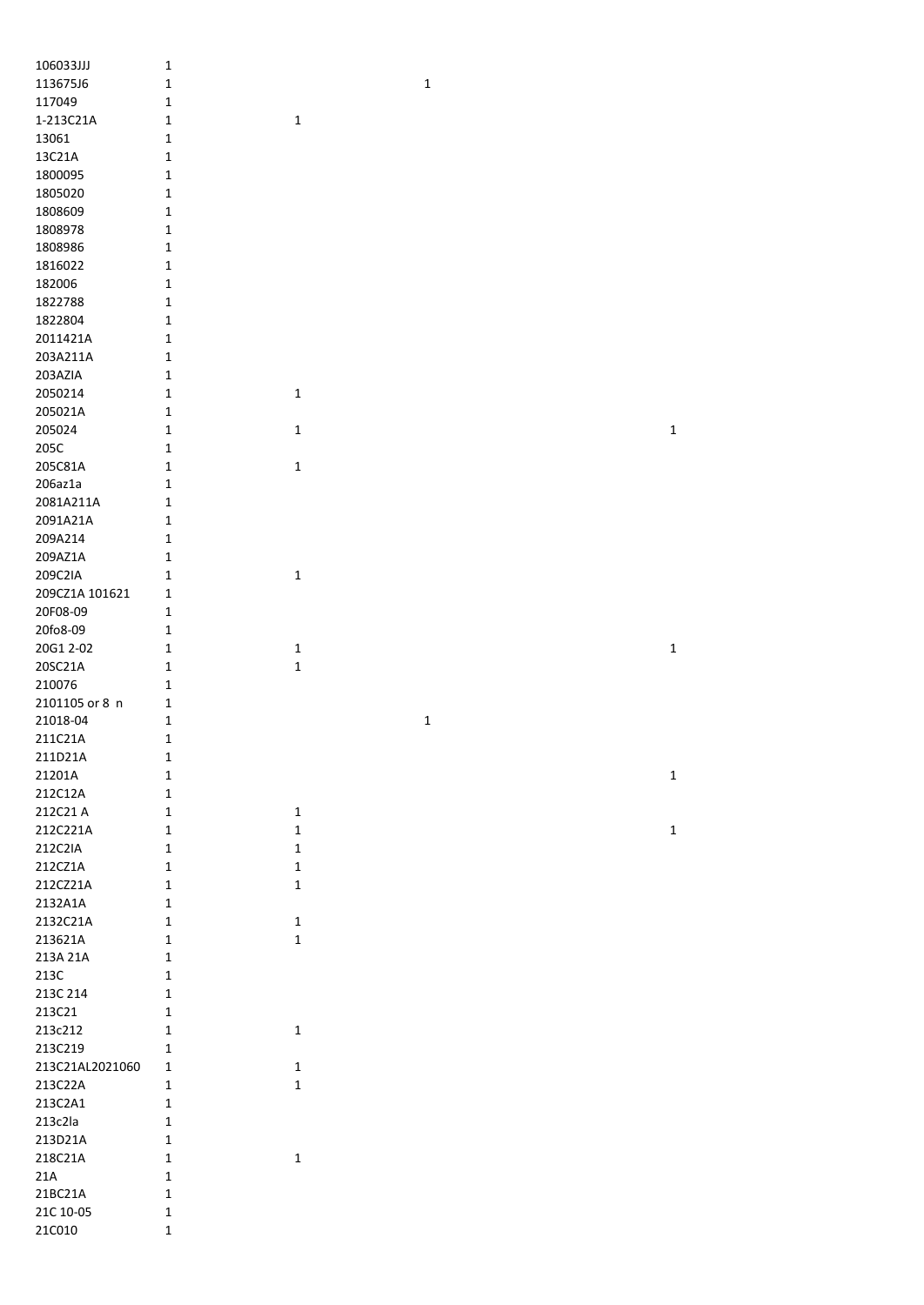| | | | | |
|---|---|---|---|---|
| 106033JJJ | 1 | | | |
| 113675J6 | 1 | | 1 | |
| 117049 | 1 | | | |
| 1-213C21A | 1 | 1 | | |
| 13061 | 1 | | | |
| 13C21A | 1 | | | |
| 1800095 | 1 | | | |
| 1805020 | 1 | | | |
| 1808609 | 1 | | | |
| 1808978 | 1 | | | |
| 1808986 | 1 | | | |
| 1816022 | 1 | | | |
| 182006 | 1 | | | |
| 1822788 | 1 | | | |
| 1822804 | 1 | | | |
| 2011421A | 1 | | | |
| 203A211A | 1 | | | |
| 203AZIA | 1 | | | |
| 2050214 | 1 | 1 | | |
| 205021A | 1 | | | |
| 205024 | 1 | 1 | | 1 |
| 205C | 1 | | | |
| 205C81A | 1 | 1 | | |
| 206az1a | 1 | | | |
| 2081A211A | 1 | | | |
| 2091A21A | 1 | | | |
| 209A214 | 1 | | | |
| 209AZ1A | 1 | | | |
| 209C2IA | 1 | 1 | | |
| 209CZ1A 101621 | 1 | | | |
| 20F08-09 | 1 | | | |
| 20fo8-09 | 1 | | | |
| 20G1 2-02 | 1 | 1 | | 1 |
| 20SC21A | 1 | 1 | | |
| 210076 | 1 | | | |
| 2101105 or 8 n | 1 | | | |
| 21018-04 | 1 | | 1 | |
| 211C21A | 1 | | | |
| 211D21A | 1 | | | |
| 21201A | 1 | | | 1 |
| 212C12A | 1 | | | |
| 212C21 A | 1 | 1 | | |
| 212C221A | 1 | 1 | | 1 |
| 212C2IA | 1 | 1 | | |
| 212CZ1A | 1 | 1 | | |
| 212CZ21A | 1 | 1 | | |
| 2132A1A | 1 | | | |
| 2132C21A | 1 | 1 | | |
| 213621A | 1 | 1 | | |
| 213A 21A | 1 | | | |
| 213C | 1 | | | |
| 213C 214 | 1 | | | |
| 213C21 | 1 | | | |
| 213c212 | 1 | 1 | | |
| 213C219 | 1 | | | |
| 213C21AL2021060 | 1 | 1 | | |
| 213C22A | 1 | 1 | | |
| 213C2A1 | 1 | | | |
| 213c2la | 1 | | | |
| 213D21A | 1 | | | |
| 218C21A | 1 | 1 | | |
| 21A | 1 | | | |
| 21BC21A | 1 | | | |
| 21C 10-05 | 1 | | | |
| 21C010 | 1 | | | |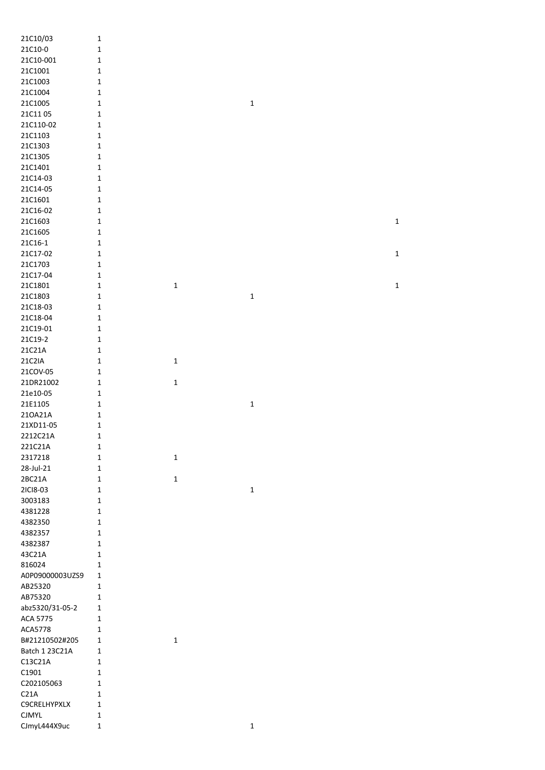| | | | | |
|---|---|---|---|---|
| 21C10/03 | 1 | | | |
| 21C10-0 | 1 | | | |
| 21C10-001 | 1 | | | |
| 21C1001 | 1 | | | |
| 21C1003 | 1 | | | |
| 21C1004 | 1 | | | |
| 21C1005 | 1 | | 1 | |
| 21C11 05 | 1 | | | |
| 21C110-02 | 1 | | | |
| 21C1103 | 1 | | | |
| 21C1303 | 1 | | | |
| 21C1305 | 1 | | | |
| 21C1401 | 1 | | | |
| 21C14-03 | 1 | | | |
| 21C14-05 | 1 | | | |
| 21C1601 | 1 | | | |
| 21C16-02 | 1 | | | |
| 21C1603 | 1 | | | 1 |
| 21C1605 | 1 | | | |
| 21C16-1 | 1 | | | |
| 21C17-02 | 1 | | | 1 |
| 21C1703 | 1 | | | |
| 21C17-04 | 1 | | | |
| 21C1801 | 1 | 1 | | 1 |
| 21C1803 | 1 | | 1 | |
| 21C18-03 | 1 | | | |
| 21C18-04 | 1 | | | |
| 21C19-01 | 1 | | | |
| 21C19-2 | 1 | | | |
| 21C21A | 1 | | | |
| 21C2IA | 1 | 1 | | |
| 21COV-05 | 1 | | | |
| 21DR21002 | 1 | 1 | | |
| 21e10-05 | 1 | | | |
| 21E1105 | 1 | | 1 | |
| 21OA21A | 1 | | | |
| 21XD11-05 | 1 | | | |
| 2212C21A | 1 | | | |
| 221C21A | 1 | | | |
| 2317218 | 1 | 1 | | |
| 28-Jul-21 | 1 | | | |
| 2BC21A | 1 | 1 | | |
| 2ICI8-03 | 1 | | 1 | |
| 3003183 | 1 | | | |
| 4381228 | 1 | | | |
| 4382350 | 1 | | | |
| 4382357 | 1 | | | |
| 4382387 | 1 | | | |
| 43C21A | 1 | | | |
| 816024 | 1 | | | |
| A0P09000003UZS9 | 1 | | | |
| AB25320 | 1 | | | |
| AB75320 | 1 | | | |
| abz5320/31-05-2 | 1 | | | |
| ACA 5775 | 1 | | | |
| ACA5778 | 1 | | | |
| B#21210502#205 | 1 | 1 | | |
| Batch 1 23C21A | 1 | | | |
| C13C21A | 1 | | | |
| C1901 | 1 | | | |
| C202105063 | 1 | | | |
| C21A | 1 | | | |
| C9CRELHYPXLX | 1 | | | |
| CJMYL | 1 | | | |
| CJmyL444X9uc | 1 | | 1 | |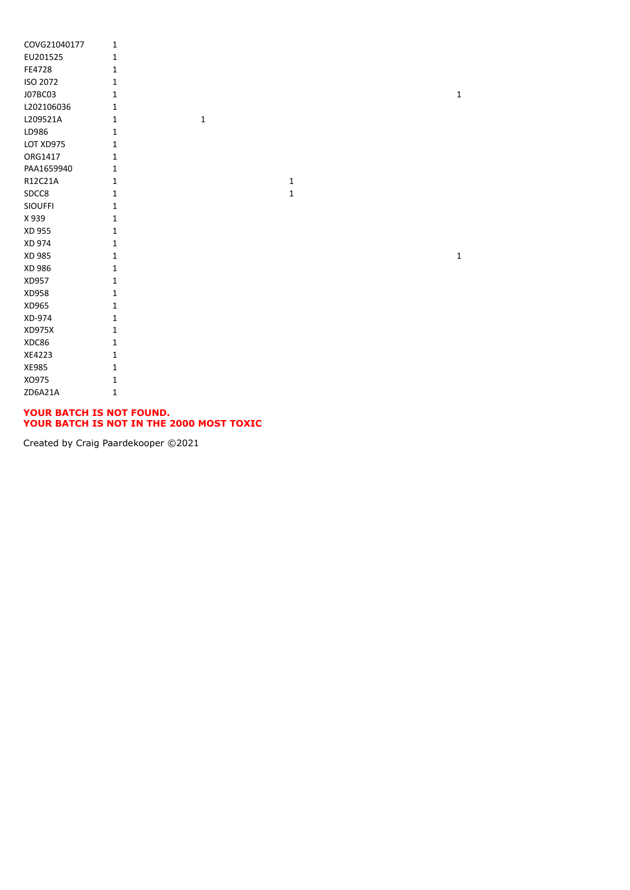| | | | | |
|---|---|---|---|---|
| COVG21040177 | 1 | | | |
| EU201525 | 1 | | | |
| FE4728 | 1 | | | |
| ISO 2072 | 1 | | | |
| J07BC03 | 1 | | | 1 |
| L202106036 | 1 | | | |
| L209521A | 1 | 1 | | |
| LD986 | 1 | | | |
| LOT XD975 | 1 | | | |
| ORG1417 | 1 | | | |
| PAA1659940 | 1 | | | |
| R12C21A | 1 | | 1 | |
| SDCC8 | 1 | | 1 | |
| SIOUFFI | 1 | | | |
| X 939 | 1 | | | |
| XD 955 | 1 | | | |
| XD 974 | 1 | | | |
| XD 985 | 1 | | | 1 |
| XD 986 | 1 | | | |
| XD957 | 1 | | | |
| XD958 | 1 | | | |
| XD965 | 1 | | | |
| XD-974 | 1 | | | |
| XD975X | 1 | | | |
| XDC86 | 1 | | | |
| XE4223 | 1 | | | |
| XE985 | 1 | | | |
| XO975 | 1 | | | |
| ZD6A21A | 1 | | | |

**YOUR BATCH IS NOT FOUND.**
**YOUR BATCH IS NOT IN THE 2000 MOST TOXIC**

Created by Craig Paardekooper ©2021